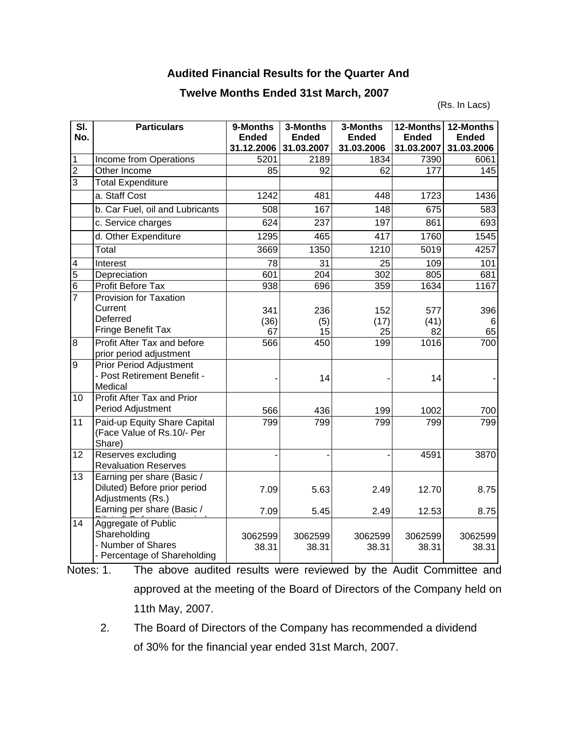# Audited Financial Results for the Quarter And

# Twelve Months Ended 31st March, 2007

(Rs. In Lacs)

| Sl. No. | Particulars | 9-Months Ended 31.12.2006 | 3-Months Ended 31.03.2007 | 3-Months Ended 31.03.2006 | 12-Months Ended 31.03.2007 | 12-Months Ended 31.03.2006 |
|---|---|---|---|---|---|---|
| 1 | Income from Operations | 5201 | 2189 | 1834 | 7390 | 6061 |
| 2 | Other Income | 85 | 92 | 62 | 177 | 145 |
| 3 | Total Expenditure | | | | | |
| | a. Staff Cost | 1242 | 481 | 448 | 1723 | 1436 |
| | b. Car Fuel, oil and Lubricants | 508 | 167 | 148 | 675 | 583 |
| | c. Service charges | 624 | 237 | 197 | 861 | 693 |
| | d. Other Expenditure | 1295 | 465 | 417 | 1760 | 1545 |
| | Total | 3669 | 1350 | 1210 | 5019 | 4257 |
| 4 | Interest | 78 | 31 | 25 | 109 | 101 |
| 5 | Depreciation | 601 | 204 | 302 | 805 | 681 |
| 6 | Profit Before Tax | 938 | 696 | 359 | 1634 | 1167 |
| 7 | Provision for Taxation<br>Current<br>Deferred<br>Fringe Benefit Tax | <br>341<br>(36)<br>67 | <br>236<br>(5)<br>15 | <br>152<br>(17)<br>25 | <br>577<br>(41)<br>82 | <br>396<br>6<br>65 |
| 8 | Profit After Tax and before prior period adjustment | 566 | 450 | 199 | 1016 | 700 |
| 9 | Prior Period Adjustment<br>- Post Retirement Benefit - Medical | - | 14 | - | 14 | - |
| 10 | Profit After Tax and Prior Period Adjustment | 566 | 436 | 199 | 1002 | 700 |
| 11 | Paid-up Equity Share Capital (Face Value of Rs.10/- Per Share) | 799 | 799 | 799 | 799 | 799 |
| 12 | Reserves excluding Revaluation Reserves | - | - | - | 4591 | 3870 |
| 13 | Earning per share (Basic / Diluted) Before prior period Adjustments (Rs.)<br>Earning per share (Basic / Diluted) ... | 7.09<br>7.09 | 5.63<br>5.45 | 2.49<br>2.49 | 12.70<br>12.53 | 8.75<br>8.75 |
| 14 | Aggregate of Public Shareholding<br>- Number of Shares<br>- Percentage of Shareholding | <br>3062599<br>38.31 | <br>3062599<br>38.31 | <br>3062599<br>38.31 | <br>3062599<br>38.31 | <br>3062599<br>38.31 |

Notes:

1. The above audited results were reviewed by the Audit Committee and approved at the meeting of the Board of Directors of the Company held on 11th May, 2007.
2. The Board of Directors of the Company has recommended a dividend of 30% for the financial year ended 31st March, 2007.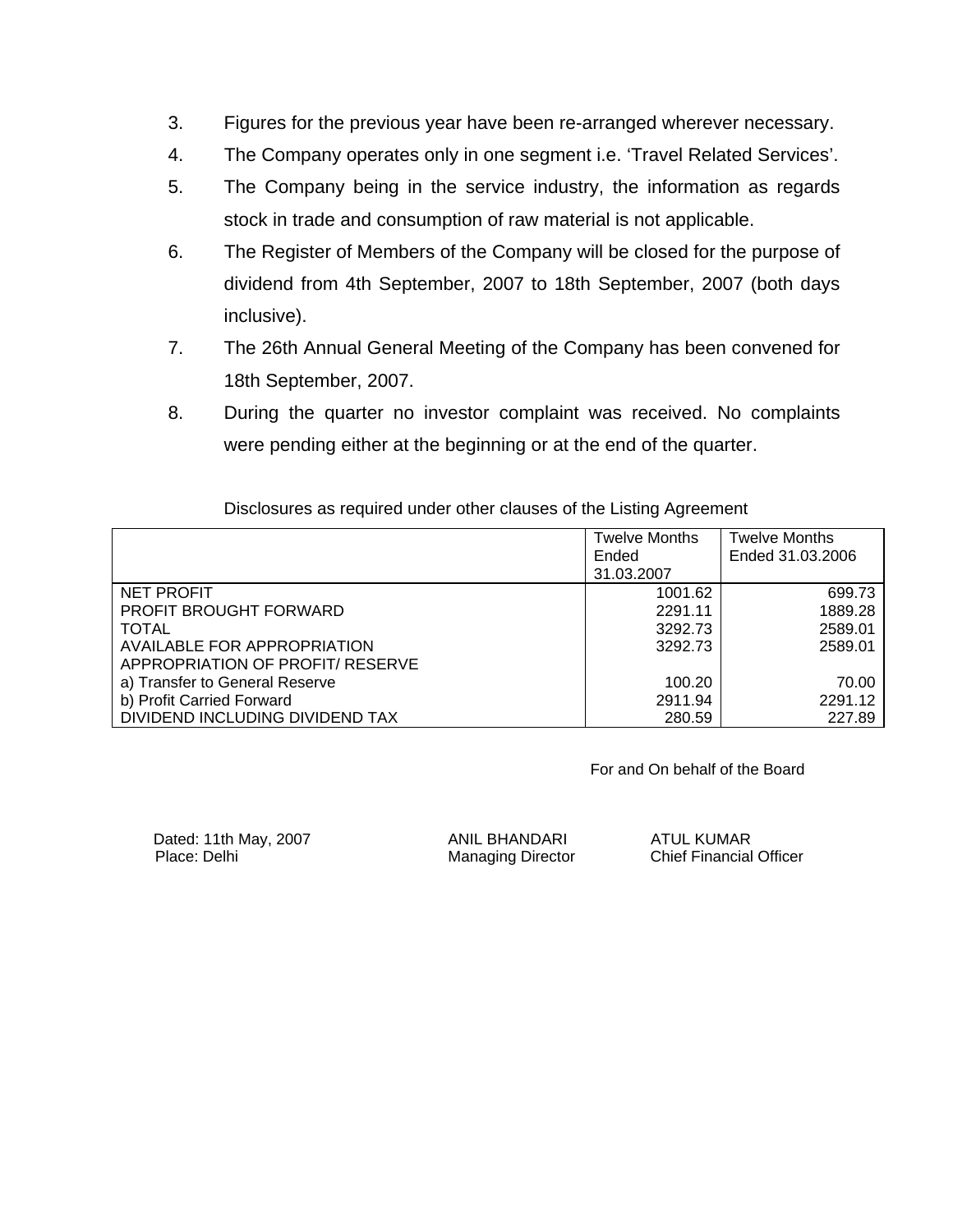3. Figures for the previous year have been re-arranged wherever necessary.
4. The Company operates only in one segment i.e. 'Travel Related Services'.
5. The Company being in the service industry, the information as regards stock in trade and consumption of raw material is not applicable.
6. The Register of Members of the Company will be closed for the purpose of dividend from 4th September, 2007 to 18th September, 2007 (both days inclusive).
7. The 26th Annual General Meeting of the Company has been convened for 18th September, 2007.
8. During the quarter no investor complaint was received. No complaints were pending either at the beginning or at the end of the quarter.

Disclosures as required under other clauses of the Listing Agreement

| | Twelve Months Ended 31.03.2007 | Twelve Months Ended 31.03.2006 |
|---|---|---|
| NET PROFIT | 1001.62 | 699.73 |
| PROFIT BROUGHT FORWARD | 2291.11 | 1889.28 |
| TOTAL | 3292.73 | 2589.01 |
| AVAILABLE FOR APPROPRIATION | 3292.73 | 2589.01 |
| APPROPRIATION OF PROFIT/ RESERVE | | |
| a) Transfer to General Reserve | 100.20 | 70.00 |
| b) Profit Carried Forward | 2911.94 | 2291.12 |
| DIVIDEND INCLUDING DIVIDEND TAX | 280.59 | 227.89 |

For and On behalf of the Board

Dated: 11th May, 2007
Place: Delhi

ANIL BHANDARI
Managing Director

ATUL KUMAR
Chief Financial Officer